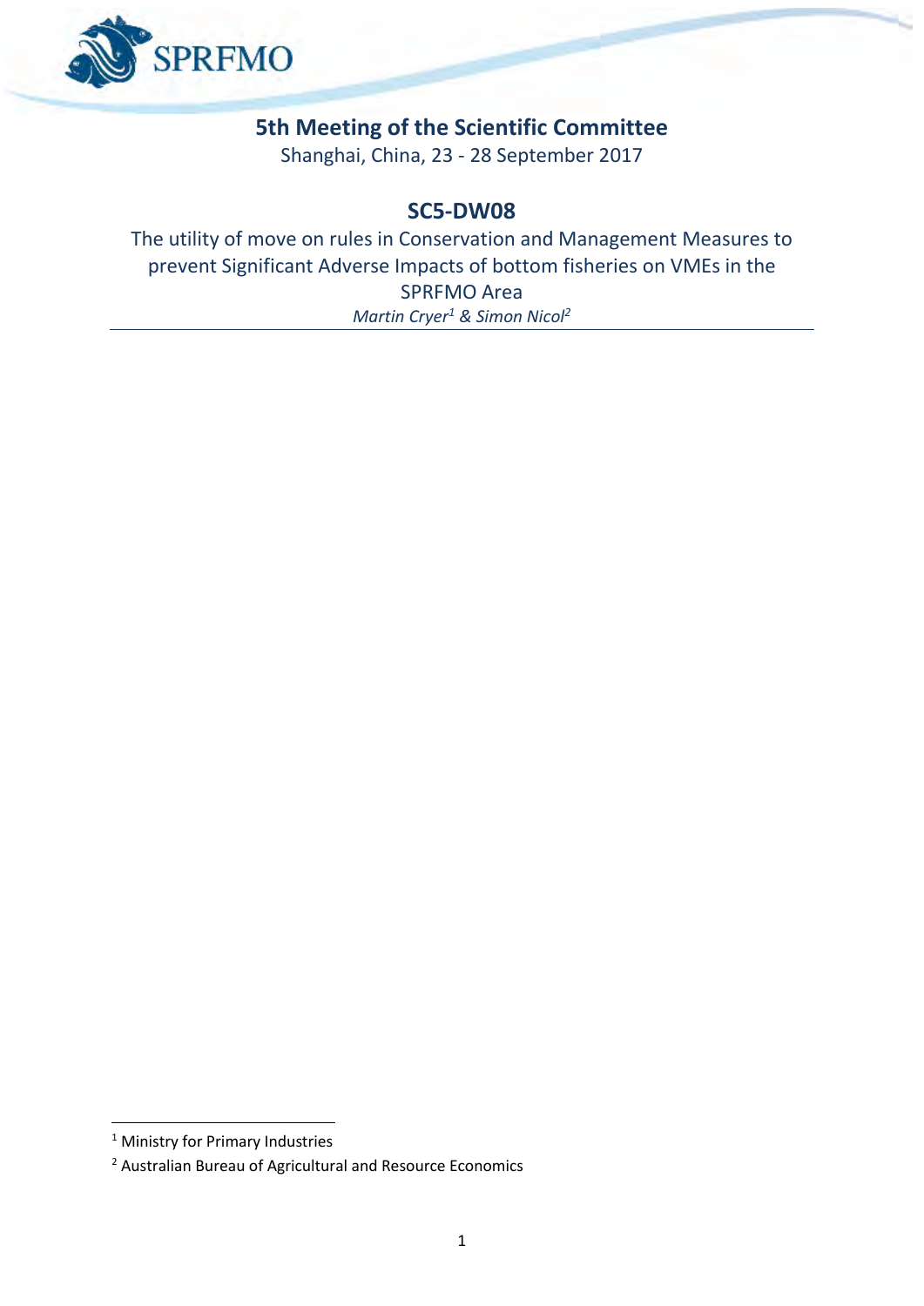## 5th Meeting of the Scientific Committee

Shanghai, China, 23 - 28 September 2017

## SC5-DW08

The utility of move on rules in Conservation and Management Measures to prevent Significant Adverse Impacts of bottom fisheries on VMEs in the SPRFMO Area

*Martin Cryer[1] & Simon Nicol[2]*

---

[1] Ministry for Primary Industries

[2] Australian Bureau of Agricultural and Resource Economics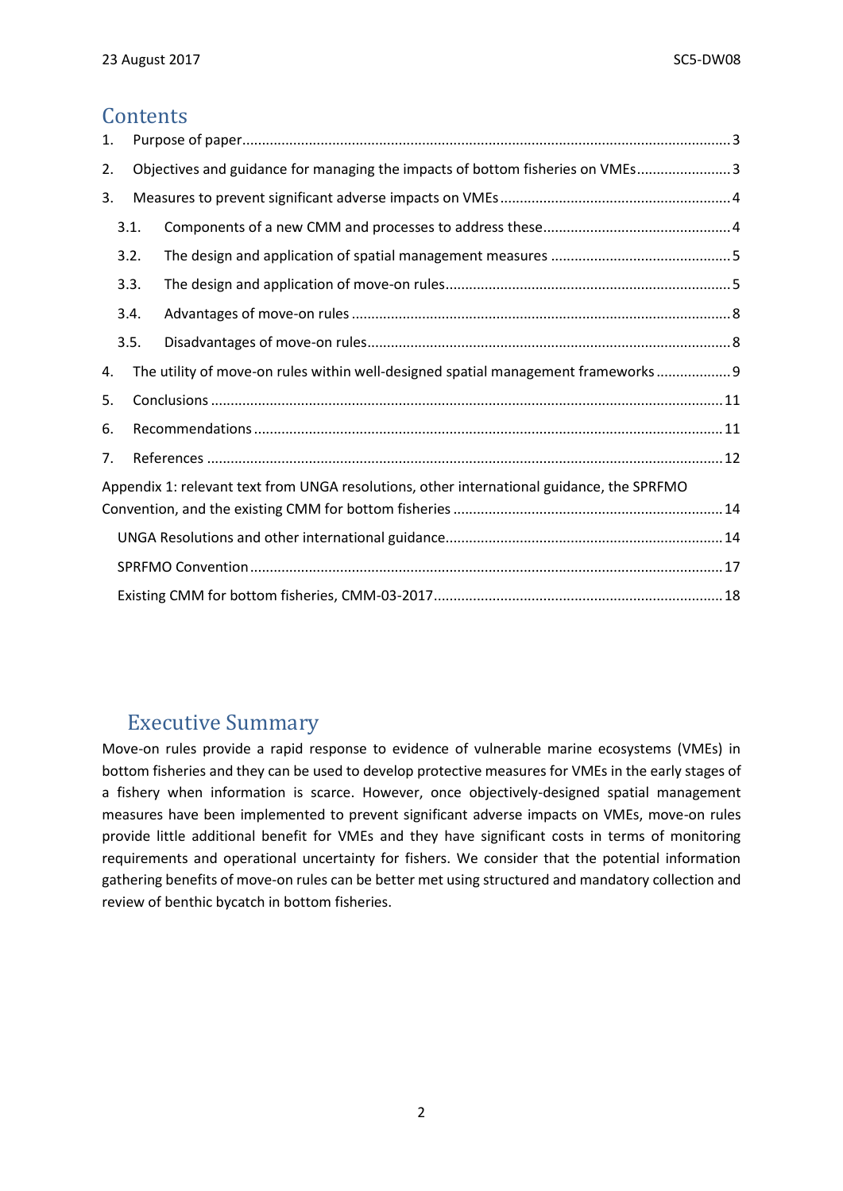## Contents

1. Purpose of paper ........ 3
2. Objectives and guidance for managing the impacts of bottom fisheries on VMEs ........ 3
3. Measures to prevent significant adverse impacts on VMEs ........ 4
   - 3.1. Components of a new CMM and processes to address these ........ 4
   - 3.2. The design and application of spatial management measures ........ 5
   - 3.3. The design and application of move-on rules ........ 5
   - 3.4. Advantages of move-on rules ........ 8
   - 3.5. Disadvantages of move-on rules ........ 8
4. The utility of move-on rules within well-designed spatial management frameworks ........ 9
5. Conclusions ........ 11
6. Recommendations ........ 11
7. References ........ 12

Appendix 1: relevant text from UNGA resolutions, other international guidance, the SPRFMO Convention, and the existing CMM for bottom fisheries ........ 14

- UNGA Resolutions and other international guidance ........ 14
- SPRFMO Convention ........ 17
- Existing CMM for bottom fisheries, CMM-03-2017 ........ 18

## Executive Summary

Move-on rules provide a rapid response to evidence of vulnerable marine ecosystems (VMEs) in bottom fisheries and they can be used to develop protective measures for VMEs in the early stages of a fishery when information is scarce. However, once objectively-designed spatial management measures have been implemented to prevent significant adverse impacts on VMEs, move-on rules provide little additional benefit for VMEs and they have significant costs in terms of monitoring requirements and operational uncertainty for fishers. We consider that the potential information gathering benefits of move-on rules can be better met using structured and mandatory collection and review of benthic bycatch in bottom fisheries.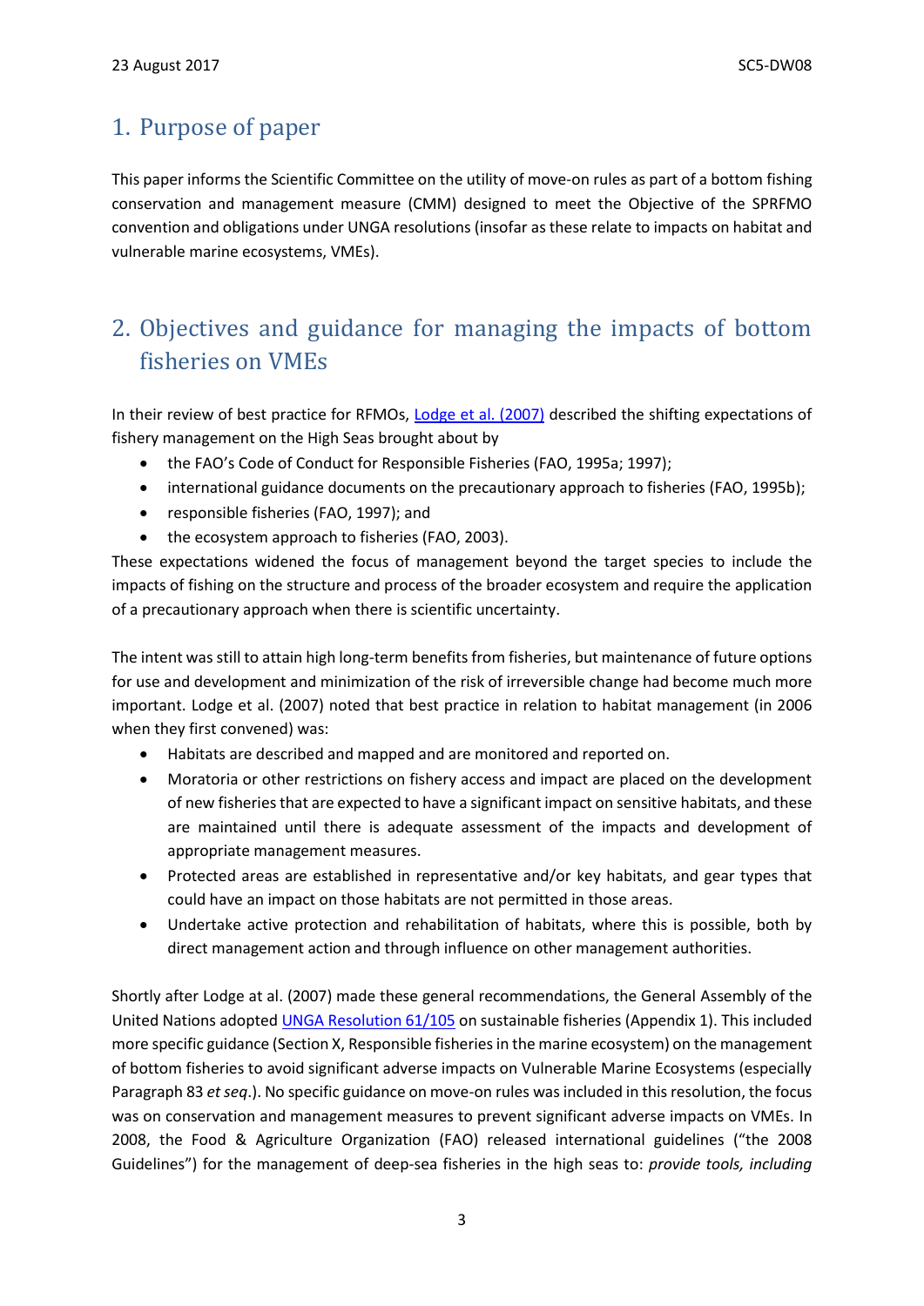## 1. Purpose of paper

This paper informs the Scientific Committee on the utility of move-on rules as part of a bottom fishing conservation and management measure (CMM) designed to meet the Objective of the SPRFMO convention and obligations under UNGA resolutions (insofar as these relate to impacts on habitat and vulnerable marine ecosystems, VMEs).

## 2. Objectives and guidance for managing the impacts of bottom fisheries on VMEs

In their review of best practice for RFMOs, Lodge et al. (2007) described the shifting expectations of fishery management on the High Seas brought about by

- the FAO's Code of Conduct for Responsible Fisheries (FAO, 1995a; 1997);
- international guidance documents on the precautionary approach to fisheries (FAO, 1995b);
- responsible fisheries (FAO, 1997); and
- the ecosystem approach to fisheries (FAO, 2003).

These expectations widened the focus of management beyond the target species to include the impacts of fishing on the structure and process of the broader ecosystem and require the application of a precautionary approach when there is scientific uncertainty.

The intent was still to attain high long-term benefits from fisheries, but maintenance of future options for use and development and minimization of the risk of irreversible change had become much more important. Lodge et al. (2007) noted that best practice in relation to habitat management (in 2006 when they first convened) was:

- Habitats are described and mapped and are monitored and reported on.
- Moratoria or other restrictions on fishery access and impact are placed on the development of new fisheries that are expected to have a significant impact on sensitive habitats, and these are maintained until there is adequate assessment of the impacts and development of appropriate management measures.
- Protected areas are established in representative and/or key habitats, and gear types that could have an impact on those habitats are not permitted in those areas.
- Undertake active protection and rehabilitation of habitats, where this is possible, both by direct management action and through influence on other management authorities.

Shortly after Lodge at al. (2007) made these general recommendations, the General Assembly of the United Nations adopted UNGA Resolution 61/105 on sustainable fisheries (Appendix 1). This included more specific guidance (Section X, Responsible fisheries in the marine ecosystem) on the management of bottom fisheries to avoid significant adverse impacts on Vulnerable Marine Ecosystems (especially Paragraph 83 *et seq*.). No specific guidance on move-on rules was included in this resolution, the focus was on conservation and management measures to prevent significant adverse impacts on VMEs. In 2008, the Food & Agriculture Organization (FAO) released international guidelines ("the 2008 Guidelines") for the management of deep-sea fisheries in the high seas to: *provide tools, including*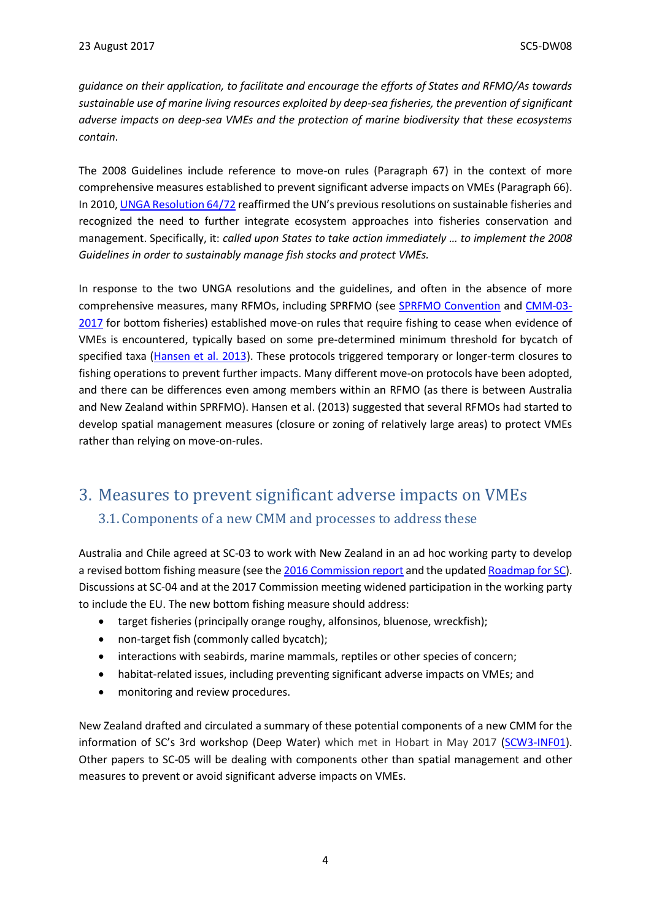*guidance on their application, to facilitate and encourage the efforts of States and RFMO/As towards sustainable use of marine living resources exploited by deep-sea fisheries, the prevention of significant adverse impacts on deep-sea VMEs and the protection of marine biodiversity that these ecosystems contain.*

The 2008 Guidelines include reference to move-on rules (Paragraph 67) in the context of more comprehensive measures established to prevent significant adverse impacts on VMEs (Paragraph 66). In 2010, UNGA Resolution 64/72 reaffirmed the UN's previous resolutions on sustainable fisheries and recognized the need to further integrate ecosystem approaches into fisheries conservation and management. Specifically, it: *called upon States to take action immediately … to implement the 2008 Guidelines in order to sustainably manage fish stocks and protect VMEs.*

In response to the two UNGA resolutions and the guidelines, and often in the absence of more comprehensive measures, many RFMOs, including SPRFMO (see SPRFMO Convention and CMM-03-2017 for bottom fisheries) established move-on rules that require fishing to cease when evidence of VMEs is encountered, typically based on some pre-determined minimum threshold for bycatch of specified taxa (Hansen et al. 2013). These protocols triggered temporary or longer-term closures to fishing operations to prevent further impacts. Many different move-on protocols have been adopted, and there can be differences even among members within an RFMO (as there is between Australia and New Zealand within SPRFMO). Hansen et al. (2013) suggested that several RFMOs had started to develop spatial management measures (closure or zoning of relatively large areas) to protect VMEs rather than relying on move-on-rules.

# 3. Measures to prevent significant adverse impacts on VMEs

## 3.1. Components of a new CMM and processes to address these

Australia and Chile agreed at SC-03 to work with New Zealand in an ad hoc working party to develop a revised bottom fishing measure (see the 2016 Commission report and the updated Roadmap for SC). Discussions at SC-04 and at the 2017 Commission meeting widened participation in the working party to include the EU. The new bottom fishing measure should address:

- target fisheries (principally orange roughy, alfonsinos, bluenose, wreckfish);
- non-target fish (commonly called bycatch);
- interactions with seabirds, marine mammals, reptiles or other species of concern;
- habitat-related issues, including preventing significant adverse impacts on VMEs; and
- monitoring and review procedures.

New Zealand drafted and circulated a summary of these potential components of a new CMM for the information of SC's 3rd workshop (Deep Water) which met in Hobart in May 2017 (SCW3-INF01). Other papers to SC-05 will be dealing with components other than spatial management and other measures to prevent or avoid significant adverse impacts on VMEs.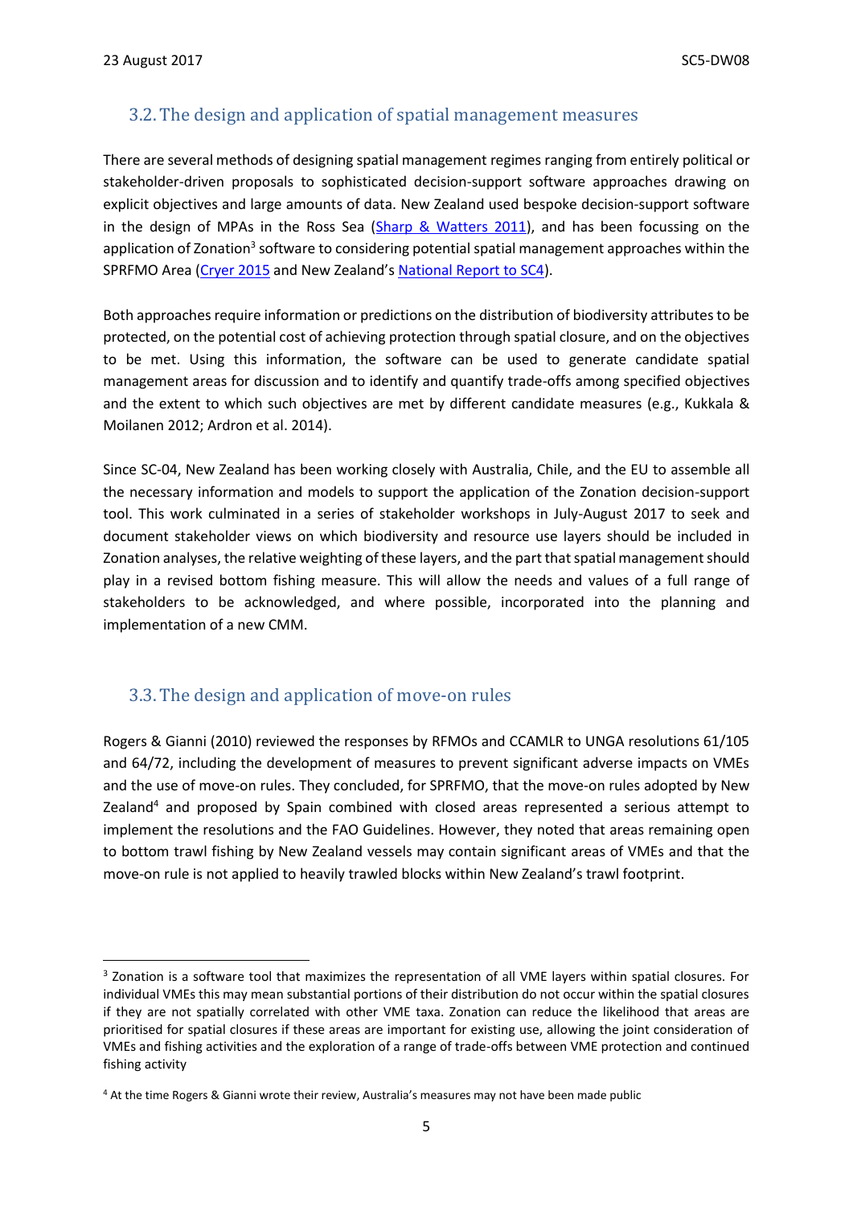## 3.2. The design and application of spatial management measures

There are several methods of designing spatial management regimes ranging from entirely political or stakeholder-driven proposals to sophisticated decision-support software approaches drawing on explicit objectives and large amounts of data. New Zealand used bespoke decision-support software in the design of MPAs in the Ross Sea (Sharp & Watters 2011), and has been focussing on the application of Zonation[3] software to considering potential spatial management approaches within the SPRFMO Area (Cryer 2015 and New Zealand's National Report to SC4).

Both approaches require information or predictions on the distribution of biodiversity attributes to be protected, on the potential cost of achieving protection through spatial closure, and on the objectives to be met. Using this information, the software can be used to generate candidate spatial management areas for discussion and to identify and quantify trade-offs among specified objectives and the extent to which such objectives are met by different candidate measures (e.g., Kukkala & Moilanen 2012; Ardron et al. 2014).

Since SC-04, New Zealand has been working closely with Australia, Chile, and the EU to assemble all the necessary information and models to support the application of the Zonation decision-support tool. This work culminated in a series of stakeholder workshops in July-August 2017 to seek and document stakeholder views on which biodiversity and resource use layers should be included in Zonation analyses, the relative weighting of these layers, and the part that spatial management should play in a revised bottom fishing measure. This will allow the needs and values of a full range of stakeholders to be acknowledged, and where possible, incorporated into the planning and implementation of a new CMM.

## 3.3. The design and application of move-on rules

Rogers & Gianni (2010) reviewed the responses by RFMOs and CCAMLR to UNGA resolutions 61/105 and 64/72, including the development of measures to prevent significant adverse impacts on VMEs and the use of move-on rules. They concluded, for SPRFMO, that the move-on rules adopted by New Zealand[4] and proposed by Spain combined with closed areas represented a serious attempt to implement the resolutions and the FAO Guidelines. However, they noted that areas remaining open to bottom trawl fishing by New Zealand vessels may contain significant areas of VMEs and that the move-on rule is not applied to heavily trawled blocks within New Zealand's trawl footprint.

---

[3] Zonation is a software tool that maximizes the representation of all VME layers within spatial closures. For individual VMEs this may mean substantial portions of their distribution do not occur within the spatial closures if they are not spatially correlated with other VME taxa. Zonation can reduce the likelihood that areas are prioritised for spatial closures if these areas are important for existing use, allowing the joint consideration of VMEs and fishing activities and the exploration of a range of trade-offs between VME protection and continued fishing activity

[4] At the time Rogers & Gianni wrote their review, Australia's measures may not have been made public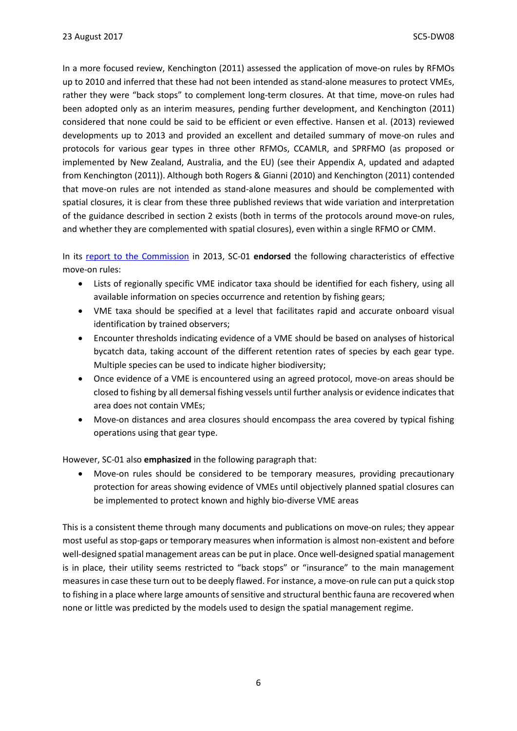In a more focused review, Kenchington (2011) assessed the application of move-on rules by RFMOs up to 2010 and inferred that these had not been intended as stand-alone measures to protect VMEs, rather they were "back stops" to complement long-term closures. At that time, move-on rules had been adopted only as an interim measures, pending further development, and Kenchington (2011) considered that none could be said to be efficient or even effective. Hansen et al. (2013) reviewed developments up to 2013 and provided an excellent and detailed summary of move-on rules and protocols for various gear types in three other RFMOs, CCAMLR, and SPRFMO (as proposed or implemented by New Zealand, Australia, and the EU) (see their Appendix A, updated and adapted from Kenchington (2011)). Although both Rogers & Gianni (2010) and Kenchington (2011) contended that move-on rules are not intended as stand-alone measures and should be complemented with spatial closures, it is clear from these three published reviews that wide variation and interpretation of the guidance described in section 2 exists (both in terms of the protocols around move-on rules, and whether they are complemented with spatial closures), even within a single RFMO or CMM.

In its [report to the Commission](report to the Commission) in 2013, SC-01 **endorsed** the following characteristics of effective move-on rules:

- Lists of regionally specific VME indicator taxa should be identified for each fishery, using all available information on species occurrence and retention by fishing gears;
- VME taxa should be specified at a level that facilitates rapid and accurate onboard visual identification by trained observers;
- Encounter thresholds indicating evidence of a VME should be based on analyses of historical bycatch data, taking account of the different retention rates of species by each gear type. Multiple species can be used to indicate higher biodiversity;
- Once evidence of a VME is encountered using an agreed protocol, move-on areas should be closed to fishing by all demersal fishing vessels until further analysis or evidence indicates that area does not contain VMEs;
- Move-on distances and area closures should encompass the area covered by typical fishing operations using that gear type.

However, SC-01 also **emphasized** in the following paragraph that:

- Move-on rules should be considered to be temporary measures, providing precautionary protection for areas showing evidence of VMEs until objectively planned spatial closures can be implemented to protect known and highly bio-diverse VME areas

This is a consistent theme through many documents and publications on move-on rules; they appear most useful as stop-gaps or temporary measures when information is almost non-existent and before well-designed spatial management areas can be put in place. Once well-designed spatial management is in place, their utility seems restricted to "back stops" or "insurance" to the main management measures in case these turn out to be deeply flawed. For instance, a move-on rule can put a quick stop to fishing in a place where large amounts of sensitive and structural benthic fauna are recovered when none or little was predicted by the models used to design the spatial management regime.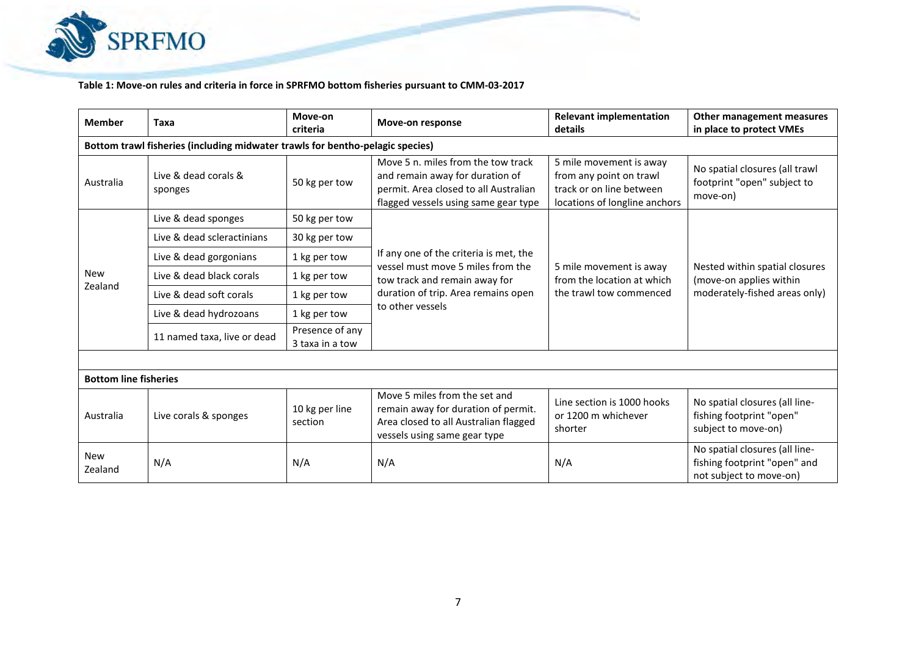**Table 1: Move-on rules and criteria in force in SPRFMO bottom fisheries pursuant to CMM-03-2017**

| Member | Taxa | Move-on criteria | Move-on response | Relevant implementation details | Other management measures in place to protect VMEs |
|---|---|---|---|---|---|
| **Bottom trawl fisheries (including midwater trawls for bentho-pelagic species)** | | | | | |
| Australia | Live & dead corals & sponges | 50 kg per tow | Move 5 n. miles from the tow track and remain away for duration of permit. Area closed to all Australian flagged vessels using same gear type | 5 mile movement is away from any point on trawl track or on line between locations of longline anchors | No spatial closures (all trawl footprint "open" subject to move-on) |
| New Zealand | Live & dead sponges | 50 kg per tow | If any one of the criteria is met, the vessel must move 5 miles from the tow track and remain away for duration of trip. Area remains open to other vessels | 5 mile movement is away from the location at which the trawl tow commenced | Nested within spatial closures (move-on applies within moderately-fished areas only) |
| | Live & dead scleractinians | 30 kg per tow | | | |
| | Live & dead gorgonians | 1 kg per tow | | | |
| | Live & dead black corals | 1 kg per tow | | | |
| | Live & dead soft corals | 1 kg per tow | | | |
| | Live & dead hydrozoans | 1 kg per tow | | | |
| | 11 named taxa, live or dead | Presence of any 3 taxa in a tow | | | |
| | | | | | |
| **Bottom line fisheries** | | | | | |
| Australia | Live corals & sponges | 10 kg per line section | Move 5 miles from the set and remain away for duration of permit. Area closed to all Australian flagged vessels using same gear type | Line section is 1000 hooks or 1200 m whichever shorter | No spatial closures (all line-fishing footprint "open" subject to move-on) |
| New Zealand | N/A | N/A | N/A | N/A | No spatial closures (all line-fishing footprint "open" and not subject to move-on) |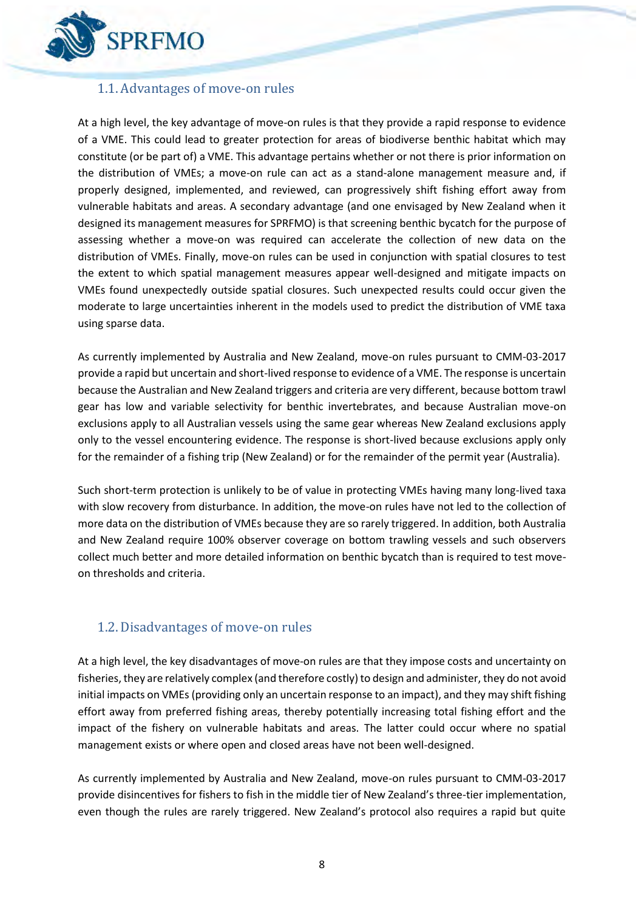## 1.1. Advantages of move-on rules

At a high level, the key advantage of move-on rules is that they provide a rapid response to evidence of a VME. This could lead to greater protection for areas of biodiverse benthic habitat which may constitute (or be part of) a VME. This advantage pertains whether or not there is prior information on the distribution of VMEs; a move-on rule can act as a stand-alone management measure and, if properly designed, implemented, and reviewed, can progressively shift fishing effort away from vulnerable habitats and areas. A secondary advantage (and one envisaged by New Zealand when it designed its management measures for SPRFMO) is that screening benthic bycatch for the purpose of assessing whether a move-on was required can accelerate the collection of new data on the distribution of VMEs. Finally, move-on rules can be used in conjunction with spatial closures to test the extent to which spatial management measures appear well-designed and mitigate impacts on VMEs found unexpectedly outside spatial closures. Such unexpected results could occur given the moderate to large uncertainties inherent in the models used to predict the distribution of VME taxa using sparse data.

As currently implemented by Australia and New Zealand, move-on rules pursuant to CMM-03-2017 provide a rapid but uncertain and short-lived response to evidence of a VME. The response is uncertain because the Australian and New Zealand triggers and criteria are very different, because bottom trawl gear has low and variable selectivity for benthic invertebrates, and because Australian move-on exclusions apply to all Australian vessels using the same gear whereas New Zealand exclusions apply only to the vessel encountering evidence. The response is short-lived because exclusions apply only for the remainder of a fishing trip (New Zealand) or for the remainder of the permit year (Australia).

Such short-term protection is unlikely to be of value in protecting VMEs having many long-lived taxa with slow recovery from disturbance. In addition, the move-on rules have not led to the collection of more data on the distribution of VMEs because they are so rarely triggered. In addition, both Australia and New Zealand require 100% observer coverage on bottom trawling vessels and such observers collect much better and more detailed information on benthic bycatch than is required to test move-on thresholds and criteria.

## 1.2. Disadvantages of move-on rules

At a high level, the key disadvantages of move-on rules are that they impose costs and uncertainty on fisheries, they are relatively complex (and therefore costly) to design and administer, they do not avoid initial impacts on VMEs (providing only an uncertain response to an impact), and they may shift fishing effort away from preferred fishing areas, thereby potentially increasing total fishing effort and the impact of the fishery on vulnerable habitats and areas. The latter could occur where no spatial management exists or where open and closed areas have not been well-designed.

As currently implemented by Australia and New Zealand, move-on rules pursuant to CMM-03-2017 provide disincentives for fishers to fish in the middle tier of New Zealand's three-tier implementation, even though the rules are rarely triggered. New Zealand's protocol also requires a rapid but quite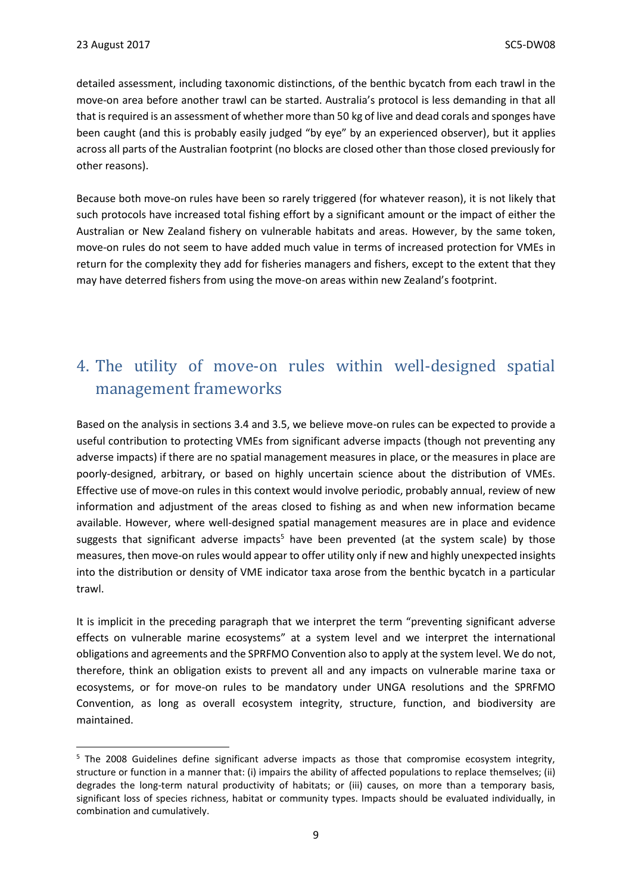detailed assessment, including taxonomic distinctions, of the benthic bycatch from each trawl in the move-on area before another trawl can be started. Australia's protocol is less demanding in that all that is required is an assessment of whether more than 50 kg of live and dead corals and sponges have been caught (and this is probably easily judged "by eye" by an experienced observer), but it applies across all parts of the Australian footprint (no blocks are closed other than those closed previously for other reasons).

Because both move-on rules have been so rarely triggered (for whatever reason), it is not likely that such protocols have increased total fishing effort by a significant amount or the impact of either the Australian or New Zealand fishery on vulnerable habitats and areas. However, by the same token, move-on rules do not seem to have added much value in terms of increased protection for VMEs in return for the complexity they add for fisheries managers and fishers, except to the extent that they may have deterred fishers from using the move-on areas within new Zealand's footprint.

# 4. The utility of move-on rules within well-designed spatial management frameworks

Based on the analysis in sections 3.4 and 3.5, we believe move-on rules can be expected to provide a useful contribution to protecting VMEs from significant adverse impacts (though not preventing any adverse impacts) if there are no spatial management measures in place, or the measures in place are poorly-designed, arbitrary, or based on highly uncertain science about the distribution of VMEs. Effective use of move-on rules in this context would involve periodic, probably annual, review of new information and adjustment of the areas closed to fishing as and when new information became available. However, where well-designed spatial management measures are in place and evidence suggests that significant adverse impacts[5] have been prevented (at the system scale) by those measures, then move-on rules would appear to offer utility only if new and highly unexpected insights into the distribution or density of VME indicator taxa arose from the benthic bycatch in a particular trawl.

It is implicit in the preceding paragraph that we interpret the term "preventing significant adverse effects on vulnerable marine ecosystems" at a system level and we interpret the international obligations and agreements and the SPRFMO Convention also to apply at the system level. We do not, therefore, think an obligation exists to prevent all and any impacts on vulnerable marine taxa or ecosystems, or for move-on rules to be mandatory under UNGA resolutions and the SPRFMO Convention, as long as overall ecosystem integrity, structure, function, and biodiversity are maintained.

[5] The 2008 Guidelines define significant adverse impacts as those that compromise ecosystem integrity, structure or function in a manner that: (i) impairs the ability of affected populations to replace themselves; (ii) degrades the long-term natural productivity of habitats; or (iii) causes, on more than a temporary basis, significant loss of species richness, habitat or community types. Impacts should be evaluated individually, in combination and cumulatively.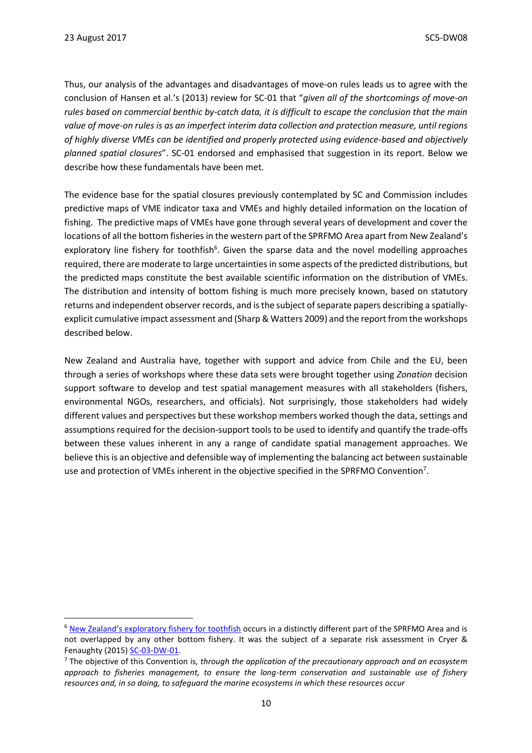Thus, our analysis of the advantages and disadvantages of move-on rules leads us to agree with the conclusion of Hansen et al.'s (2013) review for SC-01 that "*given all of the shortcomings of move-on rules based on commercial benthic by-catch data, it is difficult to escape the conclusion that the main value of move-on rules is as an imperfect interim data collection and protection measure, until regions of highly diverse VMEs can be identified and properly protected using evidence-based and objectively planned spatial closures*". SC-01 endorsed and emphasised that suggestion in its report. Below we describe how these fundamentals have been met.

The evidence base for the spatial closures previously contemplated by SC and Commission includes predictive maps of VME indicator taxa and VMEs and highly detailed information on the location of fishing. The predictive maps of VMEs have gone through several years of development and cover the locations of all the bottom fisheries in the western part of the SPRFMO Area apart from New Zealand's exploratory line fishery for toothfish[6]. Given the sparse data and the novel modelling approaches required, there are moderate to large uncertainties in some aspects of the predicted distributions, but the predicted maps constitute the best available scientific information on the distribution of VMEs. The distribution and intensity of bottom fishing is much more precisely known, based on statutory returns and independent observer records, and is the subject of separate papers describing a spatially-explicit cumulative impact assessment and (Sharp & Watters 2009) and the report from the workshops described below.

New Zealand and Australia have, together with support and advice from Chile and the EU, been through a series of workshops where these data sets were brought together using *Zonation* decision support software to develop and test spatial management measures with all stakeholders (fishers, environmental NGOs, researchers, and officials). Not surprisingly, those stakeholders had widely different values and perspectives but these workshop members worked though the data, settings and assumptions required for the decision-support tools to be used to identify and quantify the trade-offs between these values inherent in any a range of candidate spatial management approaches. We believe this is an objective and defensible way of implementing the balancing act between sustainable use and protection of VMEs inherent in the objective specified in the SPRFMO Convention[7].

---

[6] New Zealand's exploratory fishery for toothfish occurs in a distinctly different part of the SPRFMO Area and is not overlapped by any other bottom fishery. It was the subject of a separate risk assessment in Cryer & Fenaughty (2015) SC-03-DW-01.

[7] The objective of this Convention is, *through the application of the precautionary approach and an ecosystem approach to fisheries management, to ensure the long-term conservation and sustainable use of fishery resources and, in so doing, to safeguard the marine ecosystems in which these resources occur*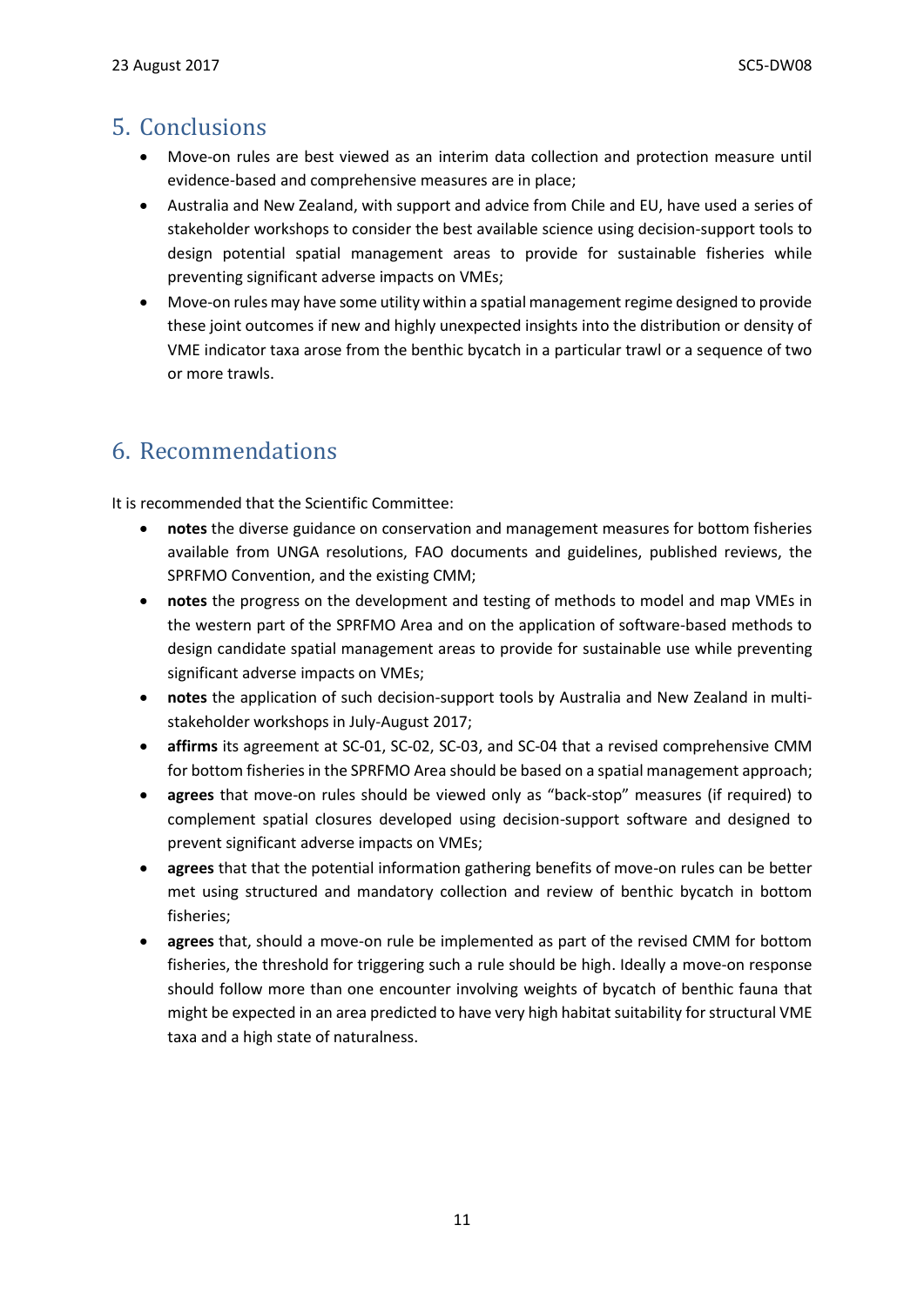## 5. Conclusions

- Move-on rules are best viewed as an interim data collection and protection measure until evidence-based and comprehensive measures are in place;
- Australia and New Zealand, with support and advice from Chile and EU, have used a series of stakeholder workshops to consider the best available science using decision-support tools to design potential spatial management areas to provide for sustainable fisheries while preventing significant adverse impacts on VMEs;
- Move-on rules may have some utility within a spatial management regime designed to provide these joint outcomes if new and highly unexpected insights into the distribution or density of VME indicator taxa arose from the benthic bycatch in a particular trawl or a sequence of two or more trawls.

## 6. Recommendations

It is recommended that the Scientific Committee:

- **notes** the diverse guidance on conservation and management measures for bottom fisheries available from UNGA resolutions, FAO documents and guidelines, published reviews, the SPRFMO Convention, and the existing CMM;
- **notes** the progress on the development and testing of methods to model and map VMEs in the western part of the SPRFMO Area and on the application of software-based methods to design candidate spatial management areas to provide for sustainable use while preventing significant adverse impacts on VMEs;
- **notes** the application of such decision-support tools by Australia and New Zealand in multi-stakeholder workshops in July-August 2017;
- **affirms** its agreement at SC-01, SC-02, SC-03, and SC-04 that a revised comprehensive CMM for bottom fisheries in the SPRFMO Area should be based on a spatial management approach;
- **agrees** that move-on rules should be viewed only as "back-stop" measures (if required) to complement spatial closures developed using decision-support software and designed to prevent significant adverse impacts on VMEs;
- **agrees** that that the potential information gathering benefits of move-on rules can be better met using structured and mandatory collection and review of benthic bycatch in bottom fisheries;
- **agrees** that, should a move-on rule be implemented as part of the revised CMM for bottom fisheries, the threshold for triggering such a rule should be high. Ideally a move-on response should follow more than one encounter involving weights of bycatch of benthic fauna that might be expected in an area predicted to have very high habitat suitability for structural VME taxa and a high state of naturalness.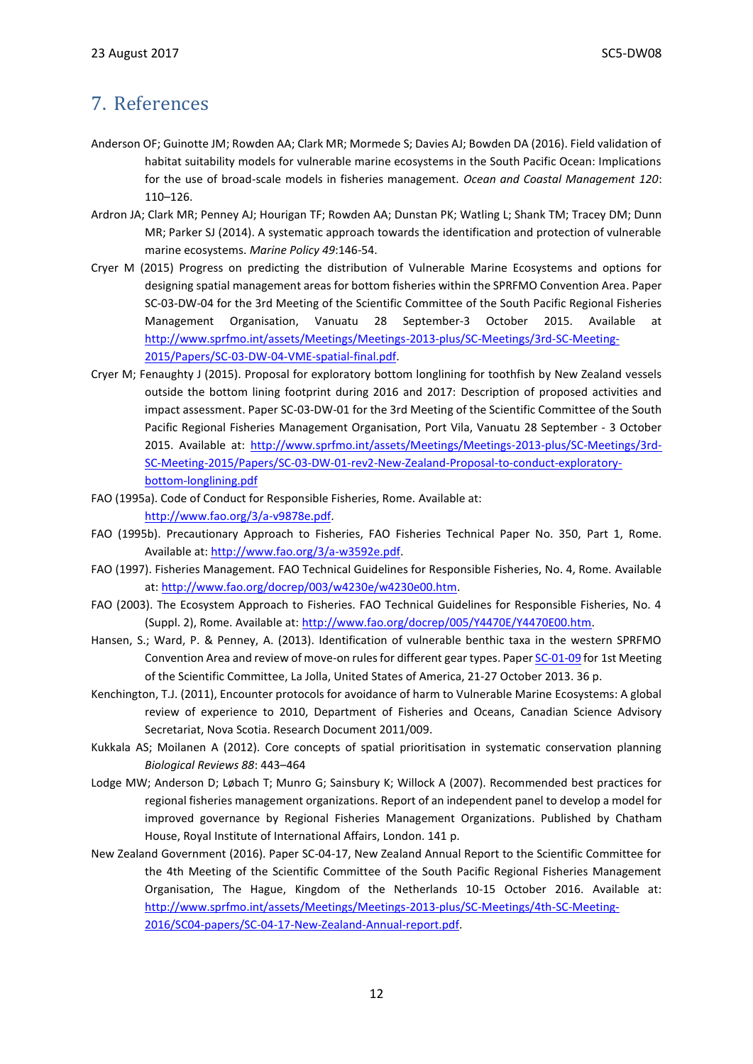# 7. References

Anderson OF; Guinotte JM; Rowden AA; Clark MR; Mormede S; Davies AJ; Bowden DA (2016). Field validation of habitat suitability models for vulnerable marine ecosystems in the South Pacific Ocean: Implications for the use of broad-scale models in fisheries management. *Ocean and Coastal Management 120*: 110–126.

Ardron JA; Clark MR; Penney AJ; Hourigan TF; Rowden AA; Dunstan PK; Watling L; Shank TM; Tracey DM; Dunn MR; Parker SJ (2014). A systematic approach towards the identification and protection of vulnerable marine ecosystems. *Marine Policy 49*:146-54.

Cryer M (2015) Progress on predicting the distribution of Vulnerable Marine Ecosystems and options for designing spatial management areas for bottom fisheries within the SPRFMO Convention Area. Paper SC-03-DW-04 for the 3rd Meeting of the Scientific Committee of the South Pacific Regional Fisheries Management Organisation, Vanuatu 28 September-3 October 2015. Available at http://www.sprfmo.int/assets/Meetings/Meetings-2013-plus/SC-Meetings/3rd-SC-Meeting-2015/Papers/SC-03-DW-04-VME-spatial-final.pdf.

Cryer M; Fenaughty J (2015). Proposal for exploratory bottom longlining for toothfish by New Zealand vessels outside the bottom lining footprint during 2016 and 2017: Description of proposed activities and impact assessment. Paper SC-03-DW-01 for the 3rd Meeting of the Scientific Committee of the South Pacific Regional Fisheries Management Organisation, Port Vila, Vanuatu 28 September - 3 October 2015. Available at: http://www.sprfmo.int/assets/Meetings/Meetings-2013-plus/SC-Meetings/3rd-SC-Meeting-2015/Papers/SC-03-DW-01-rev2-New-Zealand-Proposal-to-conduct-exploratory-bottom-longlining.pdf

FAO (1995a). Code of Conduct for Responsible Fisheries, Rome. Available at: http://www.fao.org/3/a-v9878e.pdf.

FAO (1995b). Precautionary Approach to Fisheries, FAO Fisheries Technical Paper No. 350, Part 1, Rome. Available at: http://www.fao.org/3/a-w3592e.pdf.

FAO (1997). Fisheries Management. FAO Technical Guidelines for Responsible Fisheries, No. 4, Rome. Available at: http://www.fao.org/docrep/003/w4230e/w4230e00.htm.

FAO (2003). The Ecosystem Approach to Fisheries. FAO Technical Guidelines for Responsible Fisheries, No. 4 (Suppl. 2), Rome. Available at: http://www.fao.org/docrep/005/Y4470E/Y4470E00.htm.

Hansen, S.; Ward, P. & Penney, A. (2013). Identification of vulnerable benthic taxa in the western SPRFMO Convention Area and review of move-on rules for different gear types. Paper SC-01-09 for 1st Meeting of the Scientific Committee, La Jolla, United States of America, 21-27 October 2013. 36 p.

Kenchington, T.J. (2011), Encounter protocols for avoidance of harm to Vulnerable Marine Ecosystems: A global review of experience to 2010, Department of Fisheries and Oceans, Canadian Science Advisory Secretariat, Nova Scotia. Research Document 2011/009.

Kukkala AS; Moilanen A (2012). Core concepts of spatial prioritisation in systematic conservation planning *Biological Reviews 88*: 443–464

Lodge MW; Anderson D; Løbach T; Munro G; Sainsbury K; Willock A (2007). Recommended best practices for regional fisheries management organizations. Report of an independent panel to develop a model for improved governance by Regional Fisheries Management Organizations. Published by Chatham House, Royal Institute of International Affairs, London. 141 p.

New Zealand Government (2016). Paper SC-04-17, New Zealand Annual Report to the Scientific Committee for the 4th Meeting of the Scientific Committee of the South Pacific Regional Fisheries Management Organisation, The Hague, Kingdom of the Netherlands 10-15 October 2016. Available at: http://www.sprfmo.int/assets/Meetings/Meetings-2013-plus/SC-Meetings/4th-SC-Meeting-2016/SC04-papers/SC-04-17-New-Zealand-Annual-report.pdf.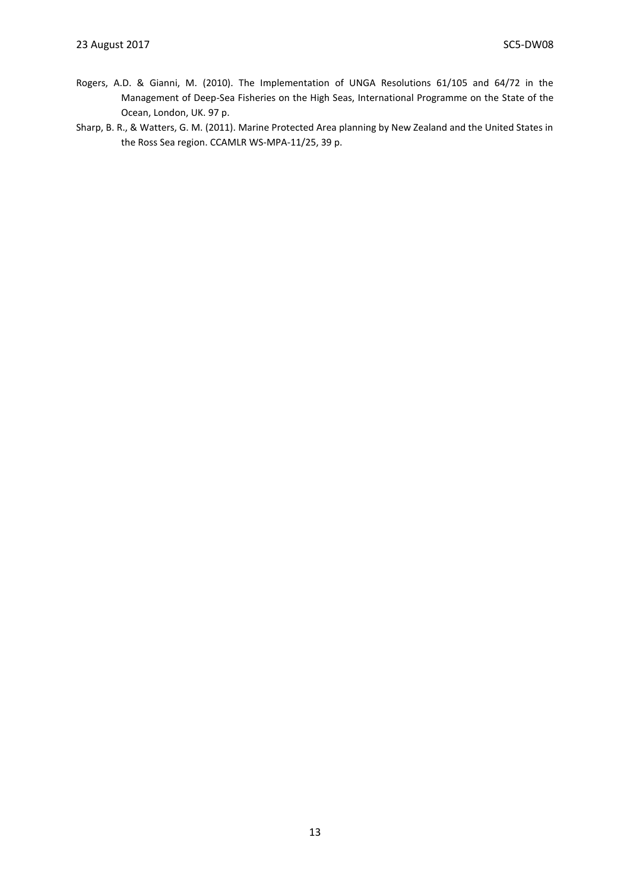Rogers, A.D. & Gianni, M. (2010). The Implementation of UNGA Resolutions 61/105 and 64/72 in the Management of Deep-Sea Fisheries on the High Seas, International Programme on the State of the Ocean, London, UK. 97 p.

Sharp, B. R., & Watters, G. M. (2011). Marine Protected Area planning by New Zealand and the United States in the Ross Sea region. CCAMLR WS-MPA-11/25, 39 p.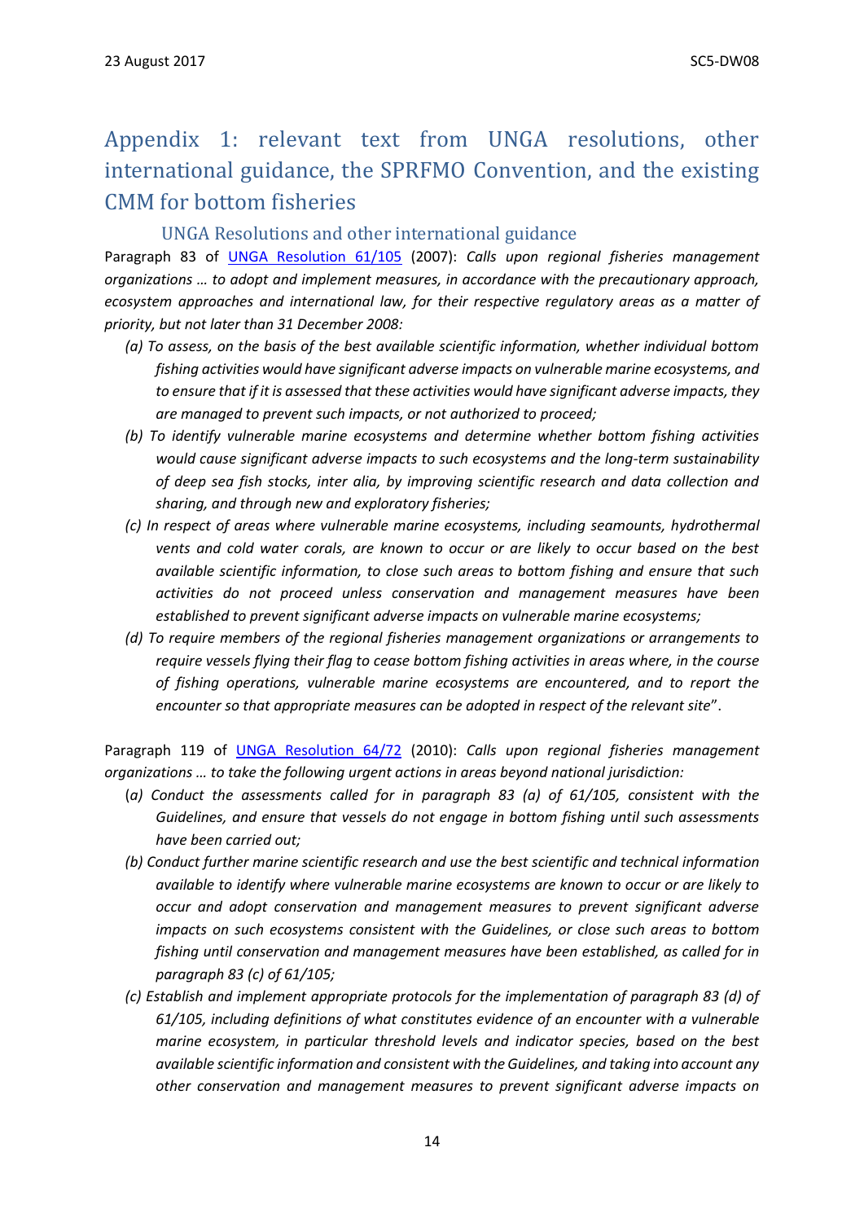# Appendix 1: relevant text from UNGA resolutions, other international guidance, the SPRFMO Convention, and the existing CMM for bottom fisheries

## UNGA Resolutions and other international guidance

Paragraph 83 of [UNGA Resolution 61/105](#) (2007): *Calls upon regional fisheries management organizations … to adopt and implement measures, in accordance with the precautionary approach, ecosystem approaches and international law, for their respective regulatory areas as a matter of priority, but not later than 31 December 2008:*

- *(a) To assess, on the basis of the best available scientific information, whether individual bottom fishing activities would have significant adverse impacts on vulnerable marine ecosystems, and to ensure that if it is assessed that these activities would have significant adverse impacts, they are managed to prevent such impacts, or not authorized to proceed;*
- *(b) To identify vulnerable marine ecosystems and determine whether bottom fishing activities would cause significant adverse impacts to such ecosystems and the long-term sustainability of deep sea fish stocks, inter alia, by improving scientific research and data collection and sharing, and through new and exploratory fisheries;*
- *(c) In respect of areas where vulnerable marine ecosystems, including seamounts, hydrothermal vents and cold water corals, are known to occur or are likely to occur based on the best available scientific information, to close such areas to bottom fishing and ensure that such activities do not proceed unless conservation and management measures have been established to prevent significant adverse impacts on vulnerable marine ecosystems;*
- *(d) To require members of the regional fisheries management organizations or arrangements to require vessels flying their flag to cease bottom fishing activities in areas where, in the course of fishing operations, vulnerable marine ecosystems are encountered, and to report the encounter so that appropriate measures can be adopted in respect of the relevant site*".

Paragraph 119 of [UNGA Resolution 64/72](#) (2010): *Calls upon regional fisheries management organizations … to take the following urgent actions in areas beyond national jurisdiction:*

- (*a) Conduct the assessments called for in paragraph 83 (a) of 61/105, consistent with the Guidelines, and ensure that vessels do not engage in bottom fishing until such assessments have been carried out;*
- *(b) Conduct further marine scientific research and use the best scientific and technical information available to identify where vulnerable marine ecosystems are known to occur or are likely to occur and adopt conservation and management measures to prevent significant adverse impacts on such ecosystems consistent with the Guidelines, or close such areas to bottom fishing until conservation and management measures have been established, as called for in paragraph 83 (c) of 61/105;*
- *(c) Establish and implement appropriate protocols for the implementation of paragraph 83 (d) of 61/105, including definitions of what constitutes evidence of an encounter with a vulnerable marine ecosystem, in particular threshold levels and indicator species, based on the best available scientific information and consistent with the Guidelines, and taking into account any other conservation and management measures to prevent significant adverse impacts on*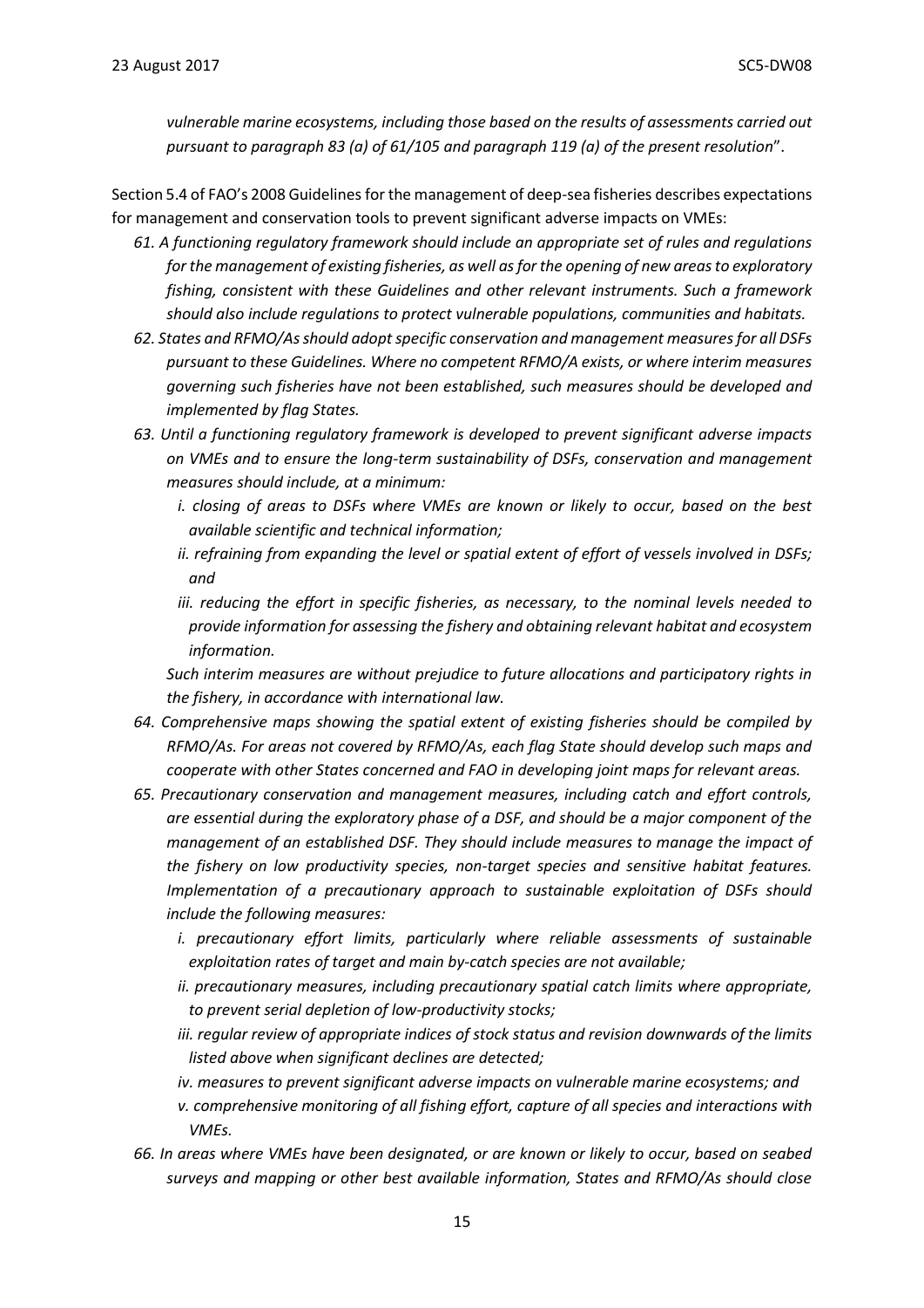*vulnerable marine ecosystems, including those based on the results of assessments carried out pursuant to paragraph 83 (a) of 61/105 and paragraph 119 (a) of the present resolution*".

Section 5.4 of FAO's 2008 Guidelines for the management of deep-sea fisheries describes expectations for management and conservation tools to prevent significant adverse impacts on VMEs:

*61. A functioning regulatory framework should include an appropriate set of rules and regulations for the management of existing fisheries, as well as for the opening of new areas to exploratory fishing, consistent with these Guidelines and other relevant instruments. Such a framework should also include regulations to protect vulnerable populations, communities and habitats.*

*62. States and RFMO/As should adopt specific conservation and management measures for all DSFs pursuant to these Guidelines. Where no competent RFMO/A exists, or where interim measures governing such fisheries have not been established, such measures should be developed and implemented by flag States.*

*63. Until a functioning regulatory framework is developed to prevent significant adverse impacts on VMEs and to ensure the long-term sustainability of DSFs, conservation and management measures should include, at a minimum:*

*i. closing of areas to DSFs where VMEs are known or likely to occur, based on the best available scientific and technical information;*

*ii. refraining from expanding the level or spatial extent of effort of vessels involved in DSFs; and*

*iii. reducing the effort in specific fisheries, as necessary, to the nominal levels needed to provide information for assessing the fishery and obtaining relevant habitat and ecosystem information.*

*Such interim measures are without prejudice to future allocations and participatory rights in the fishery, in accordance with international law.*

*64. Comprehensive maps showing the spatial extent of existing fisheries should be compiled by RFMO/As. For areas not covered by RFMO/As, each flag State should develop such maps and cooperate with other States concerned and FAO in developing joint maps for relevant areas.*

*65. Precautionary conservation and management measures, including catch and effort controls, are essential during the exploratory phase of a DSF, and should be a major component of the management of an established DSF. They should include measures to manage the impact of the fishery on low productivity species, non-target species and sensitive habitat features. Implementation of a precautionary approach to sustainable exploitation of DSFs should include the following measures:*

*i. precautionary effort limits, particularly where reliable assessments of sustainable exploitation rates of target and main by-catch species are not available;*

*ii. precautionary measures, including precautionary spatial catch limits where appropriate, to prevent serial depletion of low-productivity stocks;*

*iii. regular review of appropriate indices of stock status and revision downwards of the limits listed above when significant declines are detected;*

*iv. measures to prevent significant adverse impacts on vulnerable marine ecosystems; and*

*v. comprehensive monitoring of all fishing effort, capture of all species and interactions with VMEs.*

*66. In areas where VMEs have been designated, or are known or likely to occur, based on seabed surveys and mapping or other best available information, States and RFMO/As should close*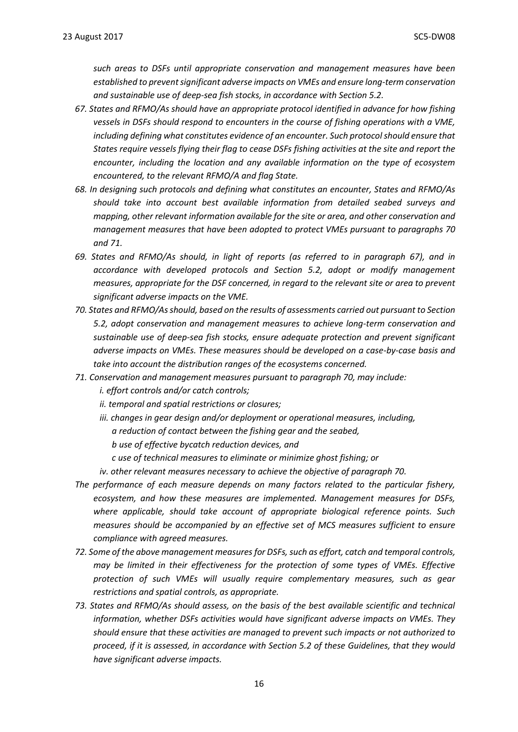*such areas to DSFs until appropriate conservation and management measures have been established to prevent significant adverse impacts on VMEs and ensure long-term conservation and sustainable use of deep-sea fish stocks, in accordance with Section 5.2.*

*67. States and RFMO/As should have an appropriate protocol identified in advance for how fishing vessels in DSFs should respond to encounters in the course of fishing operations with a VME, including defining what constitutes evidence of an encounter. Such protocol should ensure that States require vessels flying their flag to cease DSFs fishing activities at the site and report the encounter, including the location and any available information on the type of ecosystem encountered, to the relevant RFMO/A and flag State.*

*68. In designing such protocols and defining what constitutes an encounter, States and RFMO/As should take into account best available information from detailed seabed surveys and mapping, other relevant information available for the site or area, and other conservation and management measures that have been adopted to protect VMEs pursuant to paragraphs 70 and 71.*

*69. States and RFMO/As should, in light of reports (as referred to in paragraph 67), and in accordance with developed protocols and Section 5.2, adopt or modify management measures, appropriate for the DSF concerned, in regard to the relevant site or area to prevent significant adverse impacts on the VME.*

*70. States and RFMO/As should, based on the results of assessments carried out pursuant to Section 5.2, adopt conservation and management measures to achieve long-term conservation and sustainable use of deep-sea fish stocks, ensure adequate protection and prevent significant adverse impacts on VMEs. These measures should be developed on a case-by-case basis and take into account the distribution ranges of the ecosystems concerned.*

*71. Conservation and management measures pursuant to paragraph 70, may include:*

*i. effort controls and/or catch controls;*

*ii. temporal and spatial restrictions or closures;*

*iii. changes in gear design and/or deployment or operational measures, including,*

*a reduction of contact between the fishing gear and the seabed,*

*b use of effective bycatch reduction devices, and*

*c use of technical measures to eliminate or minimize ghost fishing; or*

*iv. other relevant measures necessary to achieve the objective of paragraph 70.*

*The performance of each measure depends on many factors related to the particular fishery, ecosystem, and how these measures are implemented. Management measures for DSFs, where applicable, should take account of appropriate biological reference points. Such measures should be accompanied by an effective set of MCS measures sufficient to ensure compliance with agreed measures.*

*72. Some of the above management measures for DSFs, such as effort, catch and temporal controls, may be limited in their effectiveness for the protection of some types of VMEs. Effective protection of such VMEs will usually require complementary measures, such as gear restrictions and spatial controls, as appropriate.*

*73. States and RFMO/As should assess, on the basis of the best available scientific and technical information, whether DSFs activities would have significant adverse impacts on VMEs. They should ensure that these activities are managed to prevent such impacts or not authorized to proceed, if it is assessed, in accordance with Section 5.2 of these Guidelines, that they would have significant adverse impacts.*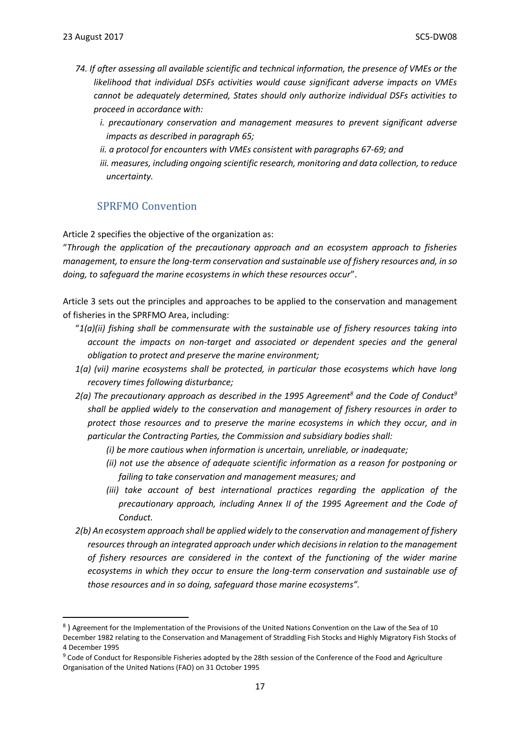*74. If after assessing all available scientific and technical information, the presence of VMEs or the likelihood that individual DSFs activities would cause significant adverse impacts on VMEs cannot be adequately determined, States should only authorize individual DSFs activities to proceed in accordance with:*

*i. precautionary conservation and management measures to prevent significant adverse impacts as described in paragraph 65;*

*ii. a protocol for encounters with VMEs consistent with paragraphs 67-69; and*

*iii. measures, including ongoing scientific research, monitoring and data collection, to reduce uncertainty.*

## SPRFMO Convention

Article 2 specifies the objective of the organization as:

"*Through the application of the precautionary approach and an ecosystem approach to fisheries management, to ensure the long-term conservation and sustainable use of fishery resources and, in so doing, to safeguard the marine ecosystems in which these resources occur*".

Article 3 sets out the principles and approaches to be applied to the conservation and management of fisheries in the SPRFMO Area, including:

"*1(a)(ii) fishing shall be commensurate with the sustainable use of fishery resources taking into account the impacts on non-target and associated or dependent species and the general obligation to protect and preserve the marine environment;*

*1(a) (vii) marine ecosystems shall be protected, in particular those ecosystems which have long recovery times following disturbance;*

*2(a) The precautionary approach as described in the 1995 Agreement[8] and the Code of Conduct[9] shall be applied widely to the conservation and management of fishery resources in order to protect those resources and to preserve the marine ecosystems in which they occur, and in particular the Contracting Parties, the Commission and subsidiary bodies shall:*

*(i) be more cautious when information is uncertain, unreliable, or inadequate;*

*(ii) not use the absence of adequate scientific information as a reason for postponing or failing to take conservation and management measures; and*

*(iii) take account of best international practices regarding the application of the precautionary approach, including Annex II of the 1995 Agreement and the Code of Conduct.*

*2(b) An ecosystem approach shall be applied widely to the conservation and management of fishery resources through an integrated approach under which decisions in relation to the management of fishery resources are considered in the context of the functioning of the wider marine ecosystems in which they occur to ensure the long-term conservation and sustainable use of those resources and in so doing, safeguard those marine ecosystems".*

---

[8] ) Agreement for the Implementation of the Provisions of the United Nations Convention on the Law of the Sea of 10 December 1982 relating to the Conservation and Management of Straddling Fish Stocks and Highly Migratory Fish Stocks of 4 December 1995

[9] Code of Conduct for Responsible Fisheries adopted by the 28th session of the Conference of the Food and Agriculture Organisation of the United Nations (FAO) on 31 October 1995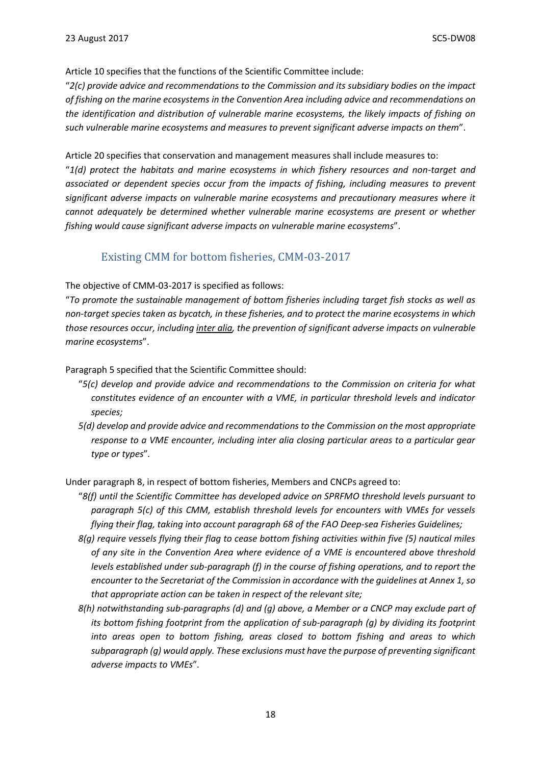Article 10 specifies that the functions of the Scientific Committee include:

"*2(c) provide advice and recommendations to the Commission and its subsidiary bodies on the impact of fishing on the marine ecosystems in the Convention Area including advice and recommendations on the identification and distribution of vulnerable marine ecosystems, the likely impacts of fishing on such vulnerable marine ecosystems and measures to prevent significant adverse impacts on them*".

Article 20 specifies that conservation and management measures shall include measures to:

"*1(d) protect the habitats and marine ecosystems in which fishery resources and non-target and associated or dependent species occur from the impacts of fishing, including measures to prevent significant adverse impacts on vulnerable marine ecosystems and precautionary measures where it cannot adequately be determined whether vulnerable marine ecosystems are present or whether fishing would cause significant adverse impacts on vulnerable marine ecosystems*".

## Existing CMM for bottom fisheries, CMM-03-2017

The objective of CMM-03-2017 is specified as follows:

"*To promote the sustainable management of bottom fisheries including target fish stocks as well as non-target species taken as bycatch, in these fisheries, and to protect the marine ecosystems in which those resources occur, including inter alia, the prevention of significant adverse impacts on vulnerable marine ecosystems*".

Paragraph 5 specified that the Scientific Committee should:

- "*5(c) develop and provide advice and recommendations to the Commission on criteria for what constitutes evidence of an encounter with a VME, in particular threshold levels and indicator species;*
- *5(d) develop and provide advice and recommendations to the Commission on the most appropriate response to a VME encounter, including inter alia closing particular areas to a particular gear type or types*".

Under paragraph 8, in respect of bottom fisheries, Members and CNCPs agreed to:

- "*8(f) until the Scientific Committee has developed advice on SPRFMO threshold levels pursuant to paragraph 5(c) of this CMM, establish threshold levels for encounters with VMEs for vessels flying their flag, taking into account paragraph 68 of the FAO Deep-sea Fisheries Guidelines;*
- *8(g) require vessels flying their flag to cease bottom fishing activities within five (5) nautical miles of any site in the Convention Area where evidence of a VME is encountered above threshold levels established under sub-paragraph (f) in the course of fishing operations, and to report the encounter to the Secretariat of the Commission in accordance with the guidelines at Annex 1, so that appropriate action can be taken in respect of the relevant site;*
- *8(h) notwithstanding sub-paragraphs (d) and (g) above, a Member or a CNCP may exclude part of its bottom fishing footprint from the application of sub-paragraph (g) by dividing its footprint into areas open to bottom fishing, areas closed to bottom fishing and areas to which subparagraph (g) would apply. These exclusions must have the purpose of preventing significant adverse impacts to VMEs*".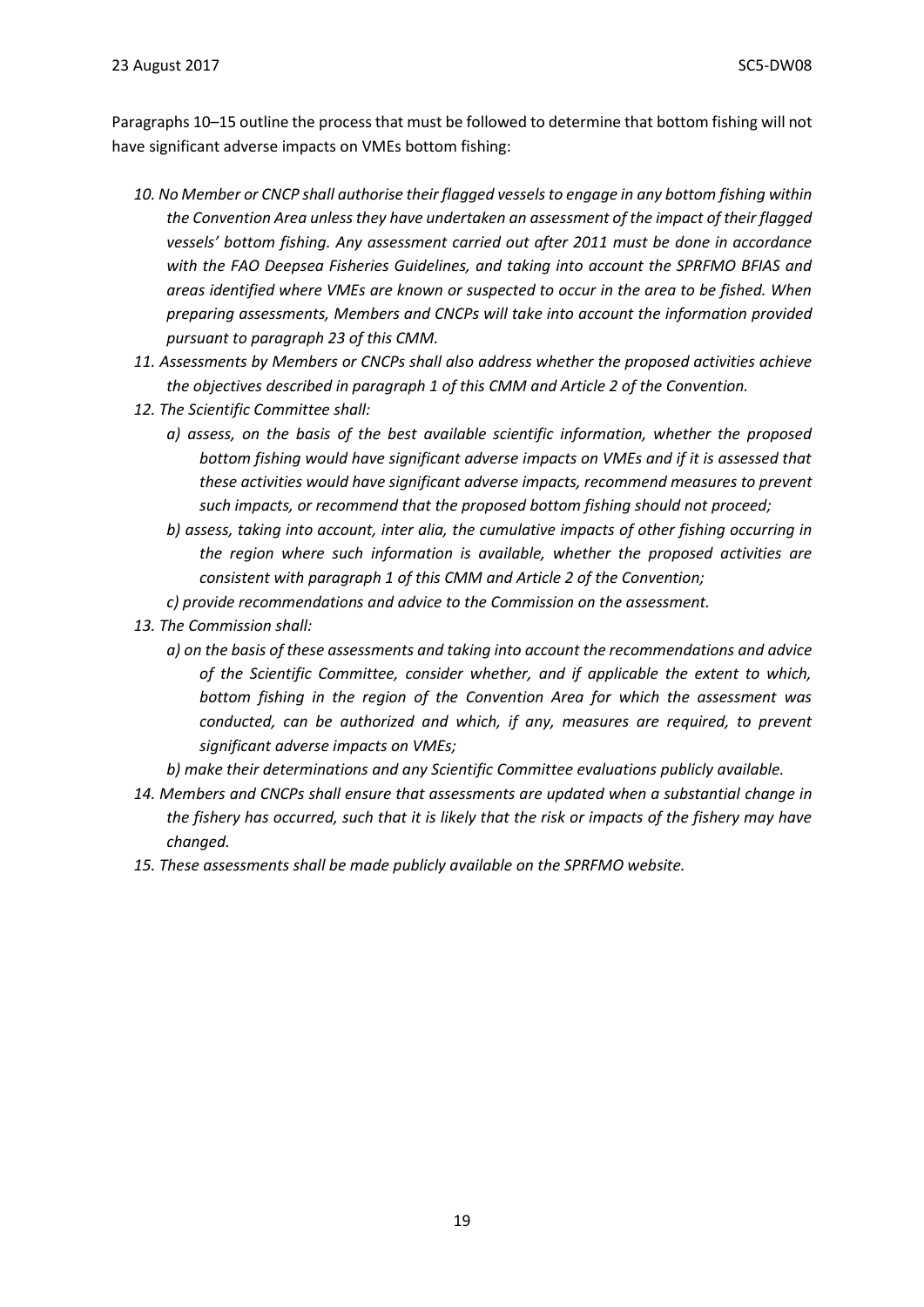Paragraphs 10–15 outline the process that must be followed to determine that bottom fishing will not have significant adverse impacts on VMEs bottom fishing:

*10. No Member or CNCP shall authorise their flagged vessels to engage in any bottom fishing within the Convention Area unless they have undertaken an assessment of the impact of their flagged vessels' bottom fishing. Any assessment carried out after 2011 must be done in accordance with the FAO Deepsea Fisheries Guidelines, and taking into account the SPRFMO BFIAS and areas identified where VMEs are known or suspected to occur in the area to be fished. When preparing assessments, Members and CNCPs will take into account the information provided pursuant to paragraph 23 of this CMM.*

*11. Assessments by Members or CNCPs shall also address whether the proposed activities achieve the objectives described in paragraph 1 of this CMM and Article 2 of the Convention.*

*12. The Scientific Committee shall:*

*a) assess, on the basis of the best available scientific information, whether the proposed bottom fishing would have significant adverse impacts on VMEs and if it is assessed that these activities would have significant adverse impacts, recommend measures to prevent such impacts, or recommend that the proposed bottom fishing should not proceed;*

*b) assess, taking into account, inter alia, the cumulative impacts of other fishing occurring in the region where such information is available, whether the proposed activities are consistent with paragraph 1 of this CMM and Article 2 of the Convention;*

*c) provide recommendations and advice to the Commission on the assessment.*

*13. The Commission shall:*

*a) on the basis of these assessments and taking into account the recommendations and advice of the Scientific Committee, consider whether, and if applicable the extent to which, bottom fishing in the region of the Convention Area for which the assessment was conducted, can be authorized and which, if any, measures are required, to prevent significant adverse impacts on VMEs;*

*b) make their determinations and any Scientific Committee evaluations publicly available.*

*14. Members and CNCPs shall ensure that assessments are updated when a substantial change in the fishery has occurred, such that it is likely that the risk or impacts of the fishery may have changed.*

*15. These assessments shall be made publicly available on the SPRFMO website.*